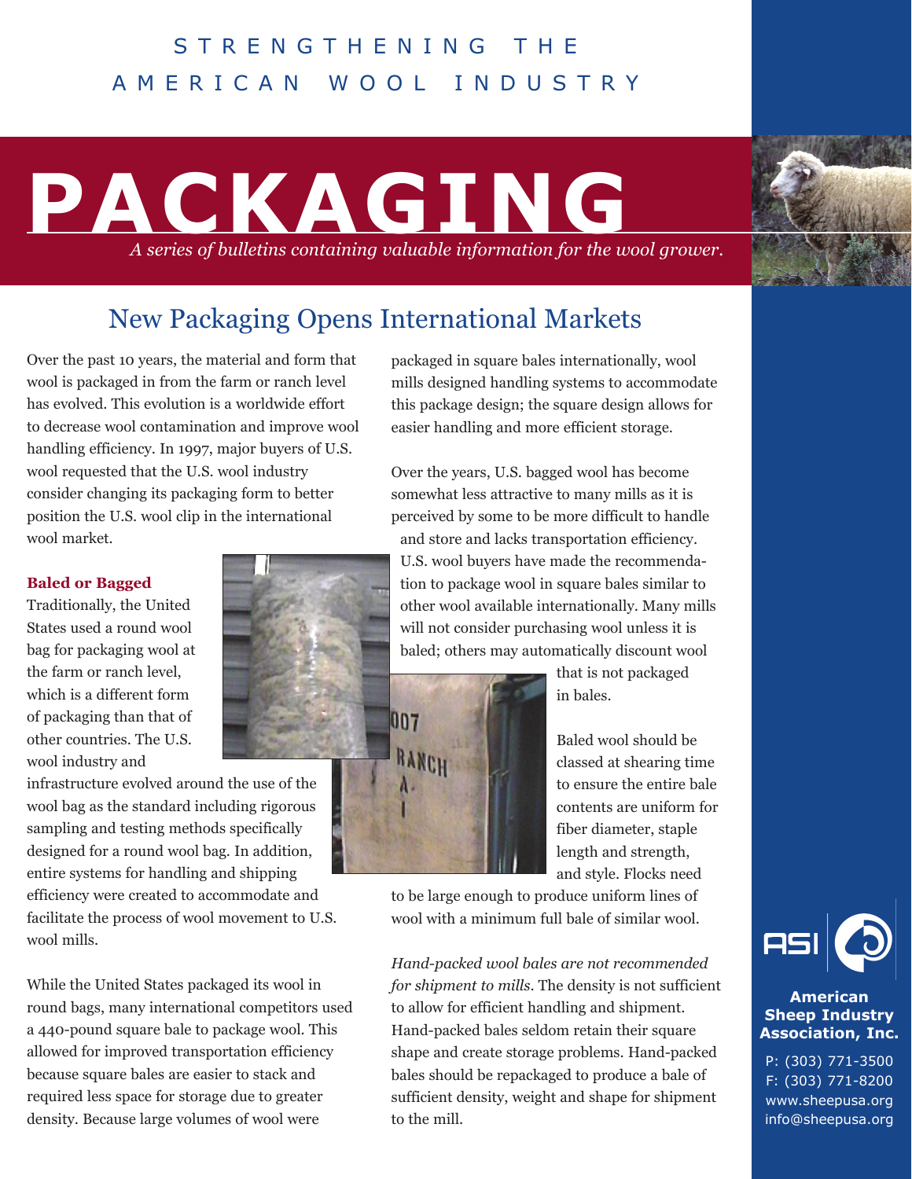STRENGTHENING THE AMERICAN WOOL INDUSTRY

# PACKAGING

*A series of bulletins containing valuable information for the wool grower.*

## New Packaging Opens International Markets

Over the past 10 years, the material and form that wool is packaged in from the farm or ranch level has evolved. This evolution is a worldwide effort to decrease wool contamination and improve wool handling efficiency. In 1997, major buyers of U.S. wool requested that the U.S. wool industry consider changing its packaging form to better position the U.S. wool clip in the international wool market.

### Baled or Bagged

Traditionally, the United States used a round wool bag for packaging wool at the farm or ranch level, which is a different form of packaging than that of other countries. The U.S. wool industry and infrastructure evolved around the use of the wool bag as the standard including rigorous sampling and testing methods specifically designed for a round wool bag. In addition, entire systems for handling and shipping efficiency were created to accommodate and facilitate the process of wool movement to U.S. wool mills.

While the United States packaged its wool in round bags, many international competitors used a 440-pound square bale to package wool. This allowed for improved transportation efficiency because square bales are easier to stack and required less space for storage due to greater density. Because large volumes of wool were packaged in square bales internationally, wool mills designed handling systems to accommodate this package design; the square design allows for easier handling and more efficient storage.

Over the years, U.S. bagged wool has become somewhat less attractive to many mills as it is perceived by some to be more difficult to handle and store and lacks transportation efficiency. U.S. wool buyers have made the recommendation to package wool in square bales similar to other wool available internationally. Many mills will not consider purchasing wool unless it is baled; others may automatically discount wool that is not packaged in bales.

Baled wool should be classed at shearing time to ensure the entire bale contents are uniform for fiber diameter, staple length and strength, and style. Flocks need to be large enough to produce uniform lines of wool with a minimum full bale of similar wool.

*Hand-packed wool bales are not recommended for shipment to mills.* The density is not sufficient to allow for efficient handling and shipment. Hand-packed bales seldom retain their square shape and create storage problems. Hand-packed bales should be repackaged to produce a bale of sufficient density, weight and shape for shipment to the mill.

**American Sheep Industry Association, Inc.**

P: (303) 771-3500
F: (303) 771-8200
www.sheepusa.org
info@sheepusa.org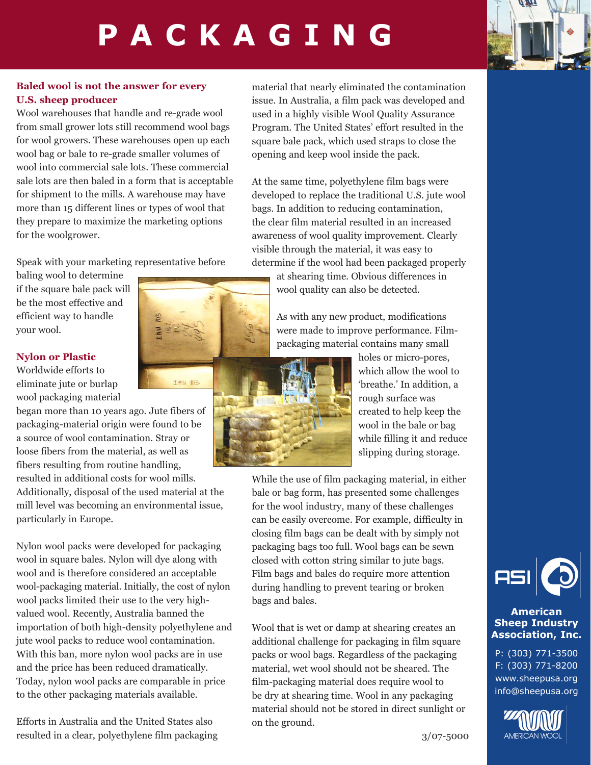# PACKAGING

### Baled wool is not the answer for every U.S. sheep producer

Wool warehouses that handle and re-grade wool from small grower lots still recommend wool bags for wool growers. These warehouses open up each wool bag or bale to re-grade smaller volumes of wool into commercial sale lots. These commercial sale lots are then baled in a form that is acceptable for shipment to the mills. A warehouse may have more than 15 different lines or types of wool that they prepare to maximize the marketing options for the woolgrower.

Speak with your marketing representative before baling wool to determine if the square bale pack will be the most effective and efficient way to handle your wool.

### Nylon or Plastic

Worldwide efforts to eliminate jute or burlap wool packaging material began more than 10 years ago. Jute fibers of packaging-material origin were found to be a source of wool contamination. Stray or loose fibers from the material, as well as fibers resulting from routine handling, resulted in additional costs for wool mills. Additionally, disposal of the used material at the mill level was becoming an environmental issue, particularly in Europe.

Nylon wool packs were developed for packaging wool in square bales. Nylon will dye along with wool and is therefore considered an acceptable wool-packaging material. Initially, the cost of nylon wool packs limited their use to the very high-valued wool. Recently, Australia banned the importation of both high-density polyethylene and jute wool packs to reduce wool contamination. With this ban, more nylon wool packs are in use and the price has been reduced dramatically. Today, nylon wool packs are comparable in price to the other packaging materials available.

Efforts in Australia and the United States also resulted in a clear, polyethylene film packaging material that nearly eliminated the contamination issue. In Australia, a film pack was developed and used in a highly visible Wool Quality Assurance Program. The United States' effort resulted in the square bale pack, which used straps to close the opening and keep wool inside the pack.

At the same time, polyethylene film bags were developed to replace the traditional U.S. jute wool bags. In addition to reducing contamination, the clear film material resulted in an increased awareness of wool quality improvement. Clearly visible through the material, it was easy to determine if the wool had been packaged properly at shearing time. Obvious differences in wool quality can also be detected.

As with any new product, modifications were made to improve performance. Film-packaging material contains many small holes or micro-pores, which allow the wool to 'breathe.' In addition, a rough surface was created to help keep the wool in the bale or bag while filling it and reduce slipping during storage.

While the use of film packaging material, in either bale or bag form, has presented some challenges for the wool industry, many of these challenges can be easily overcome. For example, difficulty in closing film bags can be dealt with by simply not packaging bags too full. Wool bags can be sewn closed with cotton string similar to jute bags. Film bags and bales do require more attention during handling to prevent tearing or broken bags and bales.

Wool that is wet or damp at shearing creates an additional challenge for packaging in film square packs or wool bags. Regardless of the packaging material, wet wool should not be sheared. The film-packaging material does require wool to be dry at shearing time. Wool in any packaging material should not be stored in direct sunlight or on the ground.

3/07-5000

**American Sheep Industry Association, Inc.**

P: (303) 771-3500
F: (303) 771-8200
www.sheepusa.org
info@sheepusa.org